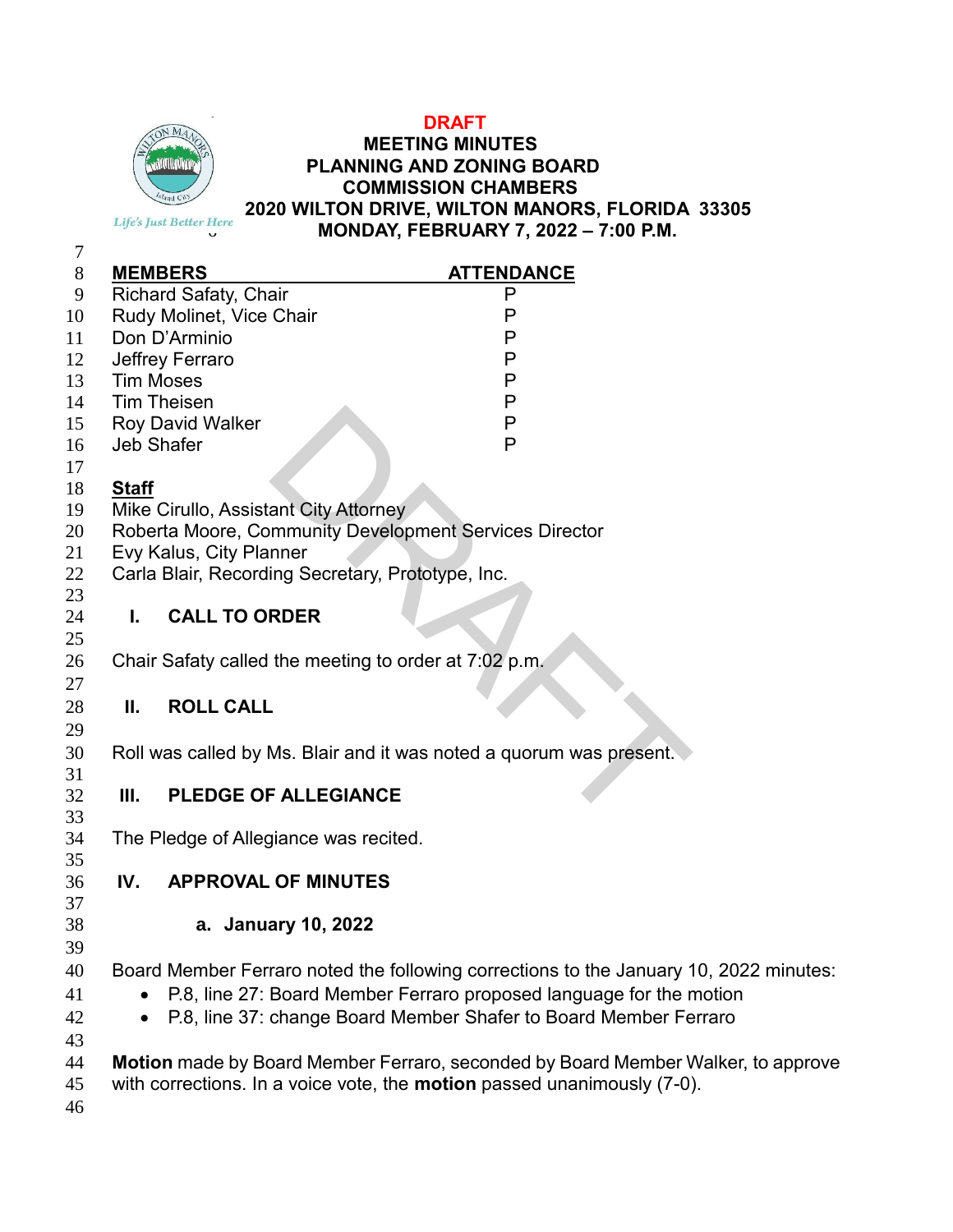**DRAFT**

# MEETING MINUTES
# PLANNING AND ZONING BOARD
# COMMISSION CHAMBERS
# 2020 WILTON DRIVE, WILTON MANORS, FLORIDA 33305
# MONDAY, FEBRUARY 7, 2022 – 7:00 P.M.

| MEMBERS | ATTENDANCE |
|---|---|
| Richard Safaty, Chair | P |
| Rudy Molinet, Vice Chair | P |
| Don D'Arminio | P |
| Jeffrey Ferraro | P |
| Tim Moses | P |
| Tim Theisen | P |
| Roy David Walker | P |
| Jeb Shafer | P |

**Staff**

Mike Cirullo, Assistant City Attorney
Roberta Moore, Community Development Services Director
Evy Kalus, City Planner
Carla Blair, Recording Secretary, Prototype, Inc.

## I. CALL TO ORDER

Chair Safaty called the meeting to order at 7:02 p.m.

## II. ROLL CALL

Roll was called by Ms. Blair and it was noted a quorum was present.

## III. PLEDGE OF ALLEGIANCE

The Pledge of Allegiance was recited.

## IV. APPROVAL OF MINUTES

### a. January 10, 2022

Board Member Ferraro noted the following corrections to the January 10, 2022 minutes:

- P.8, line 27: Board Member Ferraro proposed language for the motion
- P.8, line 37: change Board Member Shafer to Board Member Ferraro

**Motion** made by Board Member Ferraro, seconded by Board Member Walker, to approve with corrections. In a voice vote, the **motion** passed unanimously (7-0).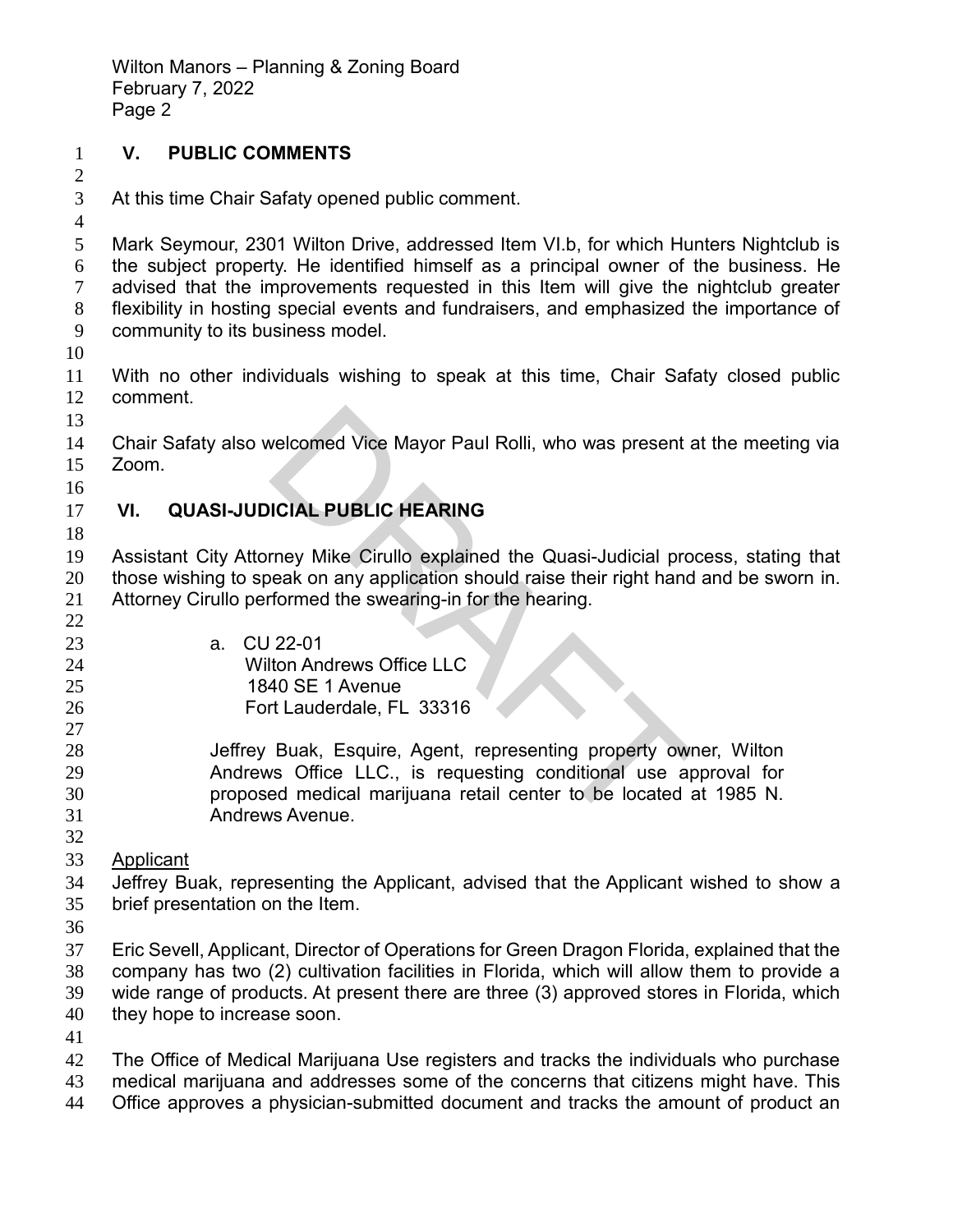## V. PUBLIC COMMENTS

At this time Chair Safaty opened public comment.

Mark Seymour, 2301 Wilton Drive, addressed Item VI.b, for which Hunters Nightclub is the subject property. He identified himself as a principal owner of the business. He advised that the improvements requested in this Item will give the nightclub greater flexibility in hosting special events and fundraisers, and emphasized the importance of community to its business model.

With no other individuals wishing to speak at this time, Chair Safaty closed public comment.

Chair Safaty also welcomed Vice Mayor Paul Rolli, who was present at the meeting via Zoom.

## VI. QUASI-JUDICIAL PUBLIC HEARING

Assistant City Attorney Mike Cirullo explained the Quasi-Judicial process, stating that those wishing to speak on any application should raise their right hand and be sworn in. Attorney Cirullo performed the swearing-in for the hearing.

a. CU 22-01
Wilton Andrews Office LLC
1840 SE 1 Avenue
Fort Lauderdale, FL 33316

Jeffrey Buak, Esquire, Agent, representing property owner, Wilton Andrews Office LLC., is requesting conditional use approval for proposed medical marijuana retail center to be located at 1985 N. Andrews Avenue.

Applicant

Jeffrey Buak, representing the Applicant, advised that the Applicant wished to show a brief presentation on the Item.

Eric Sevell, Applicant, Director of Operations for Green Dragon Florida, explained that the company has two (2) cultivation facilities in Florida, which will allow them to provide a wide range of products. At present there are three (3) approved stores in Florida, which they hope to increase soon.

The Office of Medical Marijuana Use registers and tracks the individuals who purchase medical marijuana and addresses some of the concerns that citizens might have. This Office approves a physician-submitted document and tracks the amount of product an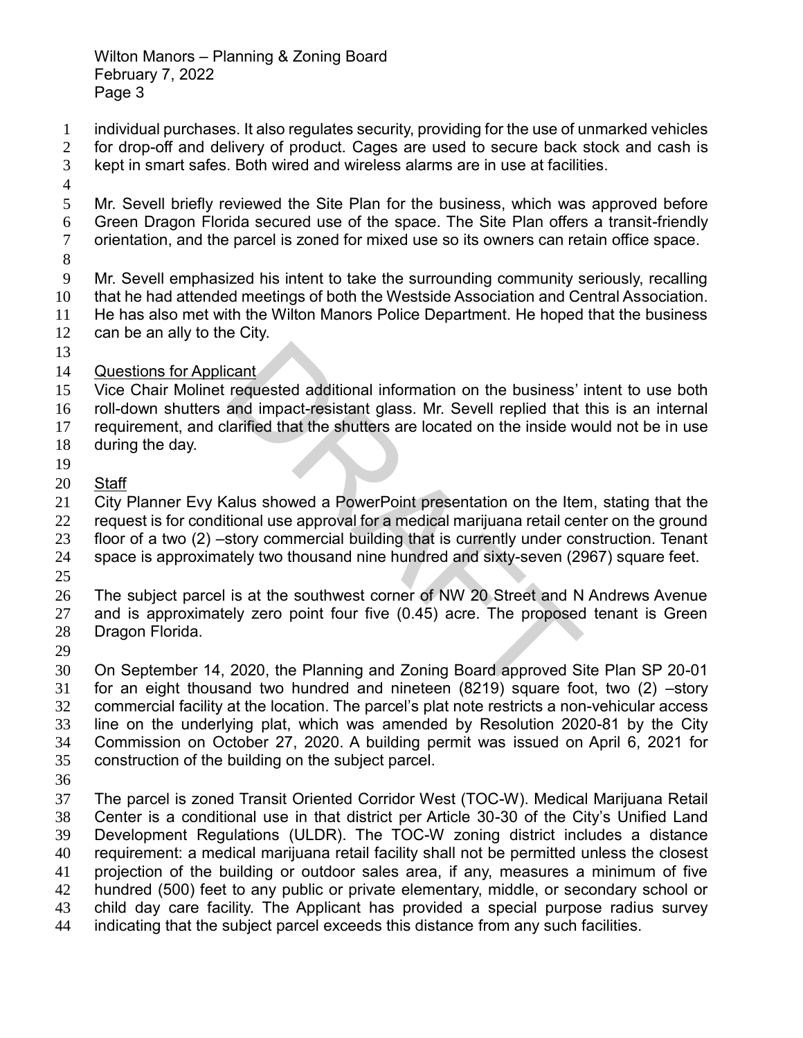individual purchases. It also regulates security, providing for the use of unmarked vehicles for drop-off and delivery of product. Cages are used to secure back stock and cash is kept in smart safes. Both wired and wireless alarms are in use at facilities.

Mr. Sevell briefly reviewed the Site Plan for the business, which was approved before Green Dragon Florida secured use of the space. The Site Plan offers a transit-friendly orientation, and the parcel is zoned for mixed use so its owners can retain office space.

Mr. Sevell emphasized his intent to take the surrounding community seriously, recalling that he had attended meetings of both the Westside Association and Central Association. He has also met with the Wilton Manors Police Department. He hoped that the business can be an ally to the City.

Questions for Applicant

Vice Chair Molinet requested additional information on the business' intent to use both roll-down shutters and impact-resistant glass. Mr. Sevell replied that this is an internal requirement, and clarified that the shutters are located on the inside would not be in use during the day.

Staff

City Planner Evy Kalus showed a PowerPoint presentation on the Item, stating that the request is for conditional use approval for a medical marijuana retail center on the ground floor of a two (2) –story commercial building that is currently under construction. Tenant space is approximately two thousand nine hundred and sixty-seven (2967) square feet.

The subject parcel is at the southwest corner of NW 20 Street and N Andrews Avenue and is approximately zero point four five (0.45) acre. The proposed tenant is Green Dragon Florida.

On September 14, 2020, the Planning and Zoning Board approved Site Plan SP 20-01 for an eight thousand two hundred and nineteen (8219) square foot, two (2) –story commercial facility at the location. The parcel's plat note restricts a non-vehicular access line on the underlying plat, which was amended by Resolution 2020-81 by the City Commission on October 27, 2020. A building permit was issued on April 6, 2021 for construction of the building on the subject parcel.

The parcel is zoned Transit Oriented Corridor West (TOC-W). Medical Marijuana Retail Center is a conditional use in that district per Article 30-30 of the City's Unified Land Development Regulations (ULDR). The TOC-W zoning district includes a distance requirement: a medical marijuana retail facility shall not be permitted unless the closest projection of the building or outdoor sales area, if any, measures a minimum of five hundred (500) feet to any public or private elementary, middle, or secondary school or child day care facility. The Applicant has provided a special purpose radius survey indicating that the subject parcel exceeds this distance from any such facilities.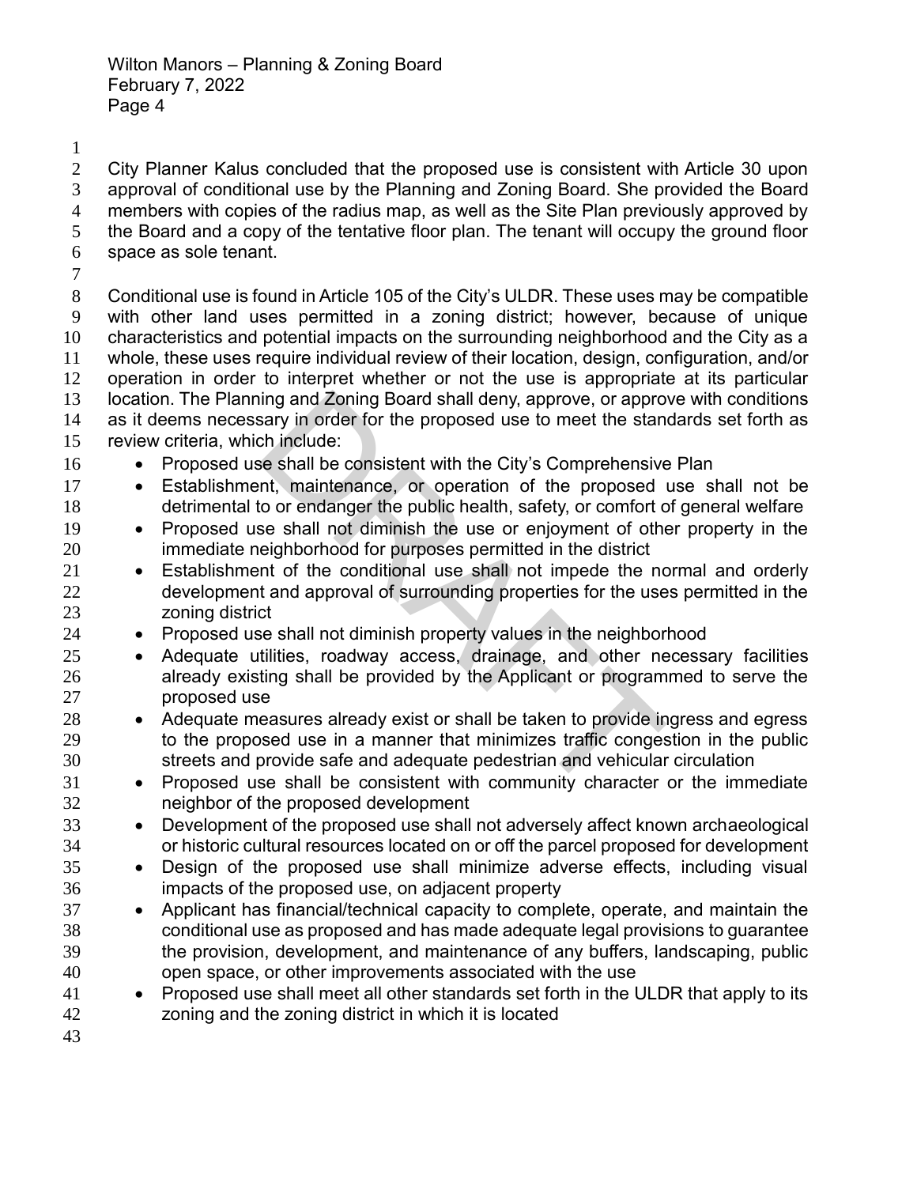City Planner Kalus concluded that the proposed use is consistent with Article 30 upon approval of conditional use by the Planning and Zoning Board. She provided the Board members with copies of the radius map, as well as the Site Plan previously approved by the Board and a copy of the tentative floor plan. The tenant will occupy the ground floor space as sole tenant.

Conditional use is found in Article 105 of the City's ULDR. These uses may be compatible with other land uses permitted in a zoning district; however, because of unique characteristics and potential impacts on the surrounding neighborhood and the City as a whole, these uses require individual review of their location, design, configuration, and/or operation in order to interpret whether or not the use is appropriate at its particular location. The Planning and Zoning Board shall deny, approve, or approve with conditions as it deems necessary in order for the proposed use to meet the standards set forth as review criteria, which include:

- Proposed use shall be consistent with the City's Comprehensive Plan
- Establishment, maintenance, or operation of the proposed use shall not be detrimental to or endanger the public health, safety, or comfort of general welfare
- Proposed use shall not diminish the use or enjoyment of other property in the immediate neighborhood for purposes permitted in the district
- Establishment of the conditional use shall not impede the normal and orderly development and approval of surrounding properties for the uses permitted in the zoning district
- Proposed use shall not diminish property values in the neighborhood
- Adequate utilities, roadway access, drainage, and other necessary facilities already existing shall be provided by the Applicant or programmed to serve the proposed use
- Adequate measures already exist or shall be taken to provide ingress and egress to the proposed use in a manner that minimizes traffic congestion in the public streets and provide safe and adequate pedestrian and vehicular circulation
- Proposed use shall be consistent with community character or the immediate neighbor of the proposed development
- Development of the proposed use shall not adversely affect known archaeological or historic cultural resources located on or off the parcel proposed for development
- Design of the proposed use shall minimize adverse effects, including visual impacts of the proposed use, on adjacent property
- Applicant has financial/technical capacity to complete, operate, and maintain the conditional use as proposed and has made adequate legal provisions to guarantee the provision, development, and maintenance of any buffers, landscaping, public open space, or other improvements associated with the use
- Proposed use shall meet all other standards set forth in the ULDR that apply to its zoning and the zoning district in which it is located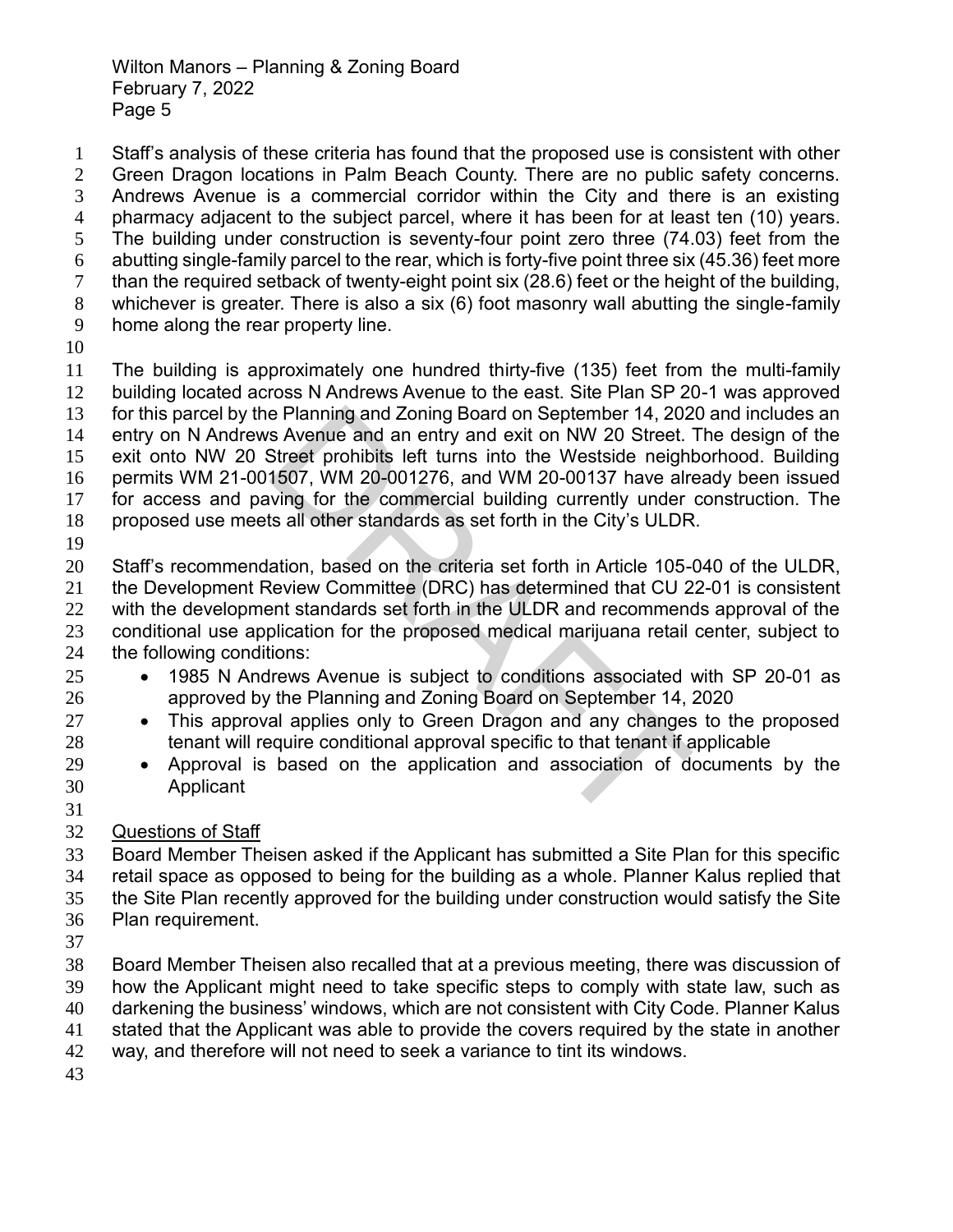Staff's analysis of these criteria has found that the proposed use is consistent with other Green Dragon locations in Palm Beach County. There are no public safety concerns. Andrews Avenue is a commercial corridor within the City and there is an existing pharmacy adjacent to the subject parcel, where it has been for at least ten (10) years. The building under construction is seventy-four point zero three (74.03) feet from the abutting single-family parcel to the rear, which is forty-five point three six (45.36) feet more than the required setback of twenty-eight point six (28.6) feet or the height of the building, whichever is greater. There is also a six (6) foot masonry wall abutting the single-family home along the rear property line.

The building is approximately one hundred thirty-five (135) feet from the multi-family building located across N Andrews Avenue to the east. Site Plan SP 20-1 was approved for this parcel by the Planning and Zoning Board on September 14, 2020 and includes an entry on N Andrews Avenue and an entry and exit on NW 20 Street. The design of the exit onto NW 20 Street prohibits left turns into the Westside neighborhood. Building permits WM 21-001507, WM 20-001276, and WM 20-00137 have already been issued for access and paving for the commercial building currently under construction. The proposed use meets all other standards as set forth in the City's ULDR.

Staff's recommendation, based on the criteria set forth in Article 105-040 of the ULDR, the Development Review Committee (DRC) has determined that CU 22-01 is consistent with the development standards set forth in the ULDR and recommends approval of the conditional use application for the proposed medical marijuana retail center, subject to the following conditions:

- 1985 N Andrews Avenue is subject to conditions associated with SP 20-01 as approved by the Planning and Zoning Board on September 14, 2020
- This approval applies only to Green Dragon and any changes to the proposed tenant will require conditional approval specific to that tenant if applicable
- Approval is based on the application and association of documents by the Applicant

<u>Questions of Staff</u>

Board Member Theisen asked if the Applicant has submitted a Site Plan for this specific retail space as opposed to being for the building as a whole. Planner Kalus replied that the Site Plan recently approved for the building under construction would satisfy the Site Plan requirement.

Board Member Theisen also recalled that at a previous meeting, there was discussion of how the Applicant might need to take specific steps to comply with state law, such as darkening the business' windows, which are not consistent with City Code. Planner Kalus stated that the Applicant was able to provide the covers required by the state in another way, and therefore will not need to seek a variance to tint its windows.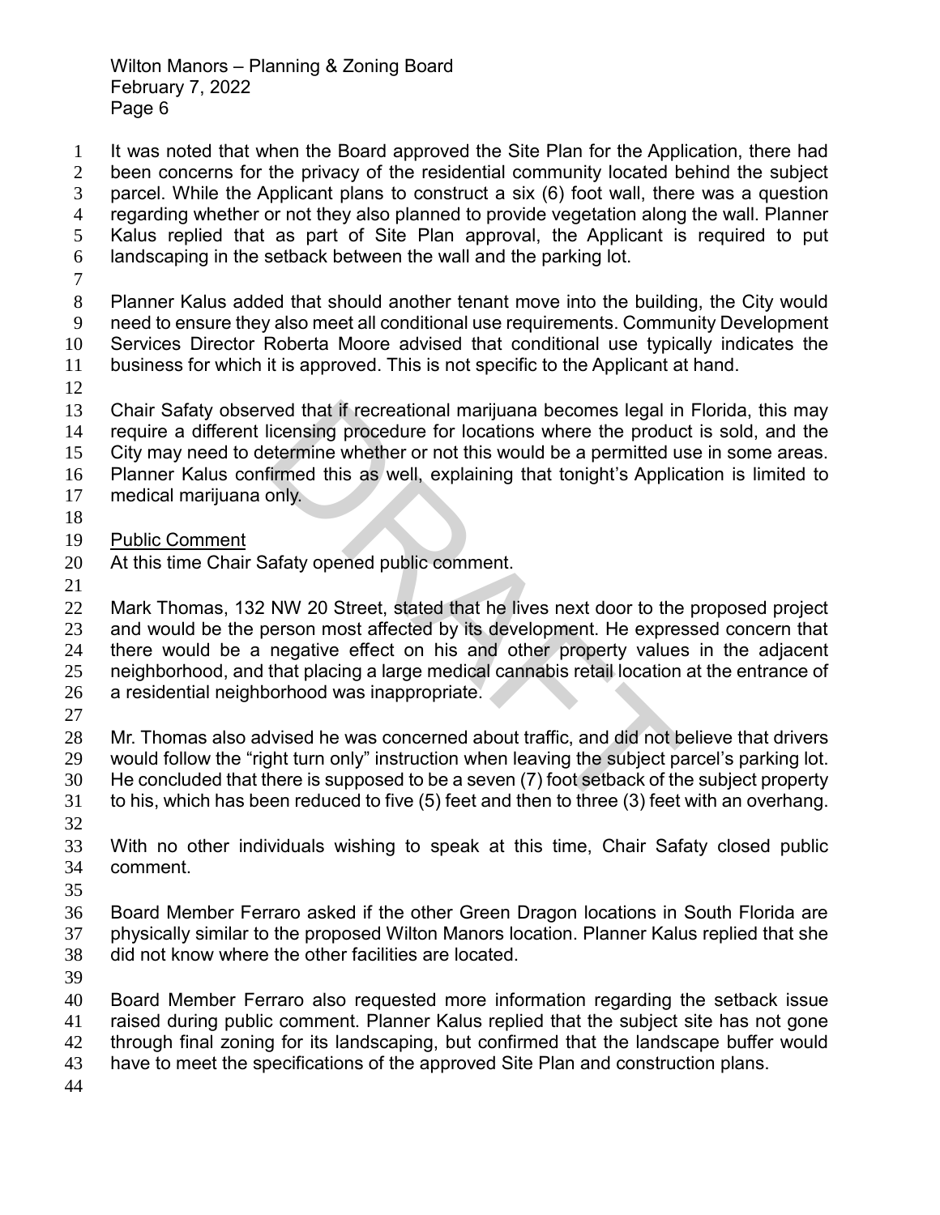It was noted that when the Board approved the Site Plan for the Application, there had been concerns for the privacy of the residential community located behind the subject parcel. While the Applicant plans to construct a six (6) foot wall, there was a question regarding whether or not they also planned to provide vegetation along the wall. Planner Kalus replied that as part of Site Plan approval, the Applicant is required to put landscaping in the setback between the wall and the parking lot.

Planner Kalus added that should another tenant move into the building, the City would need to ensure they also meet all conditional use requirements. Community Development Services Director Roberta Moore advised that conditional use typically indicates the business for which it is approved. This is not specific to the Applicant at hand.

Chair Safaty observed that if recreational marijuana becomes legal in Florida, this may require a different licensing procedure for locations where the product is sold, and the City may need to determine whether or not this would be a permitted use in some areas. Planner Kalus confirmed this as well, explaining that tonight's Application is limited to medical marijuana only.

Public Comment

At this time Chair Safaty opened public comment.

Mark Thomas, 132 NW 20 Street, stated that he lives next door to the proposed project and would be the person most affected by its development. He expressed concern that there would be a negative effect on his and other property values in the adjacent neighborhood, and that placing a large medical cannabis retail location at the entrance of a residential neighborhood was inappropriate.

Mr. Thomas also advised he was concerned about traffic, and did not believe that drivers would follow the "right turn only" instruction when leaving the subject parcel's parking lot. He concluded that there is supposed to be a seven (7) foot setback of the subject property to his, which has been reduced to five (5) feet and then to three (3) feet with an overhang.

With no other individuals wishing to speak at this time, Chair Safaty closed public comment.

Board Member Ferraro asked if the other Green Dragon locations in South Florida are physically similar to the proposed Wilton Manors location. Planner Kalus replied that she did not know where the other facilities are located.

Board Member Ferraro also requested more information regarding the setback issue raised during public comment. Planner Kalus replied that the subject site has not gone through final zoning for its landscaping, but confirmed that the landscape buffer would have to meet the specifications of the approved Site Plan and construction plans.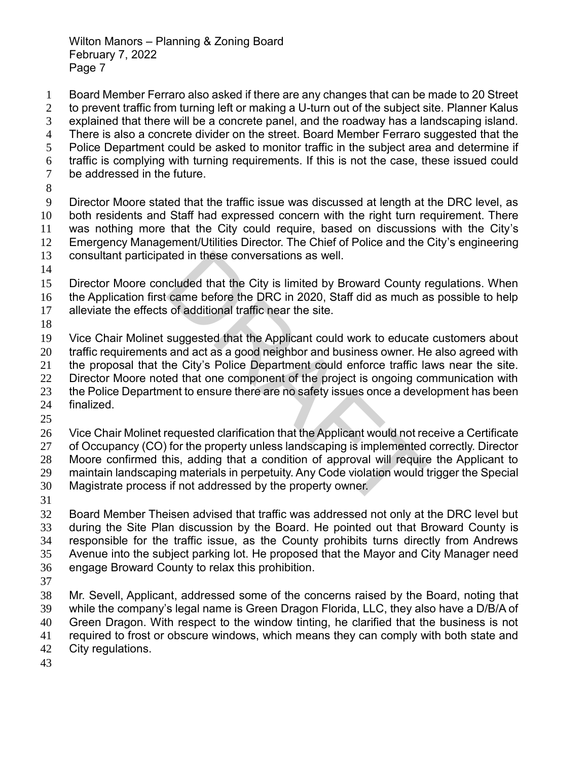Board Member Ferraro also asked if there are any changes that can be made to 20 Street to prevent traffic from turning left or making a U-turn out of the subject site. Planner Kalus explained that there will be a concrete panel, and the roadway has a landscaping island. There is also a concrete divider on the street. Board Member Ferraro suggested that the Police Department could be asked to monitor traffic in the subject area and determine if traffic is complying with turning requirements. If this is not the case, these issued could be addressed in the future.

Director Moore stated that the traffic issue was discussed at length at the DRC level, as both residents and Staff had expressed concern with the right turn requirement. There was nothing more that the City could require, based on discussions with the City's Emergency Management/Utilities Director. The Chief of Police and the City's engineering consultant participated in these conversations as well.

Director Moore concluded that the City is limited by Broward County regulations. When the Application first came before the DRC in 2020, Staff did as much as possible to help alleviate the effects of additional traffic near the site.

Vice Chair Molinet suggested that the Applicant could work to educate customers about traffic requirements and act as a good neighbor and business owner. He also agreed with the proposal that the City's Police Department could enforce traffic laws near the site. Director Moore noted that one component of the project is ongoing communication with the Police Department to ensure there are no safety issues once a development has been finalized.

Vice Chair Molinet requested clarification that the Applicant would not receive a Certificate of Occupancy (CO) for the property unless landscaping is implemented correctly. Director Moore confirmed this, adding that a condition of approval will require the Applicant to maintain landscaping materials in perpetuity. Any Code violation would trigger the Special Magistrate process if not addressed by the property owner.

Board Member Theisen advised that traffic was addressed not only at the DRC level but during the Site Plan discussion by the Board. He pointed out that Broward County is responsible for the traffic issue, as the County prohibits turns directly from Andrews Avenue into the subject parking lot. He proposed that the Mayor and City Manager need engage Broward County to relax this prohibition.

Mr. Sevell, Applicant, addressed some of the concerns raised by the Board, noting that while the company's legal name is Green Dragon Florida, LLC, they also have a D/B/A of Green Dragon. With respect to the window tinting, he clarified that the business is not required to frost or obscure windows, which means they can comply with both state and City regulations.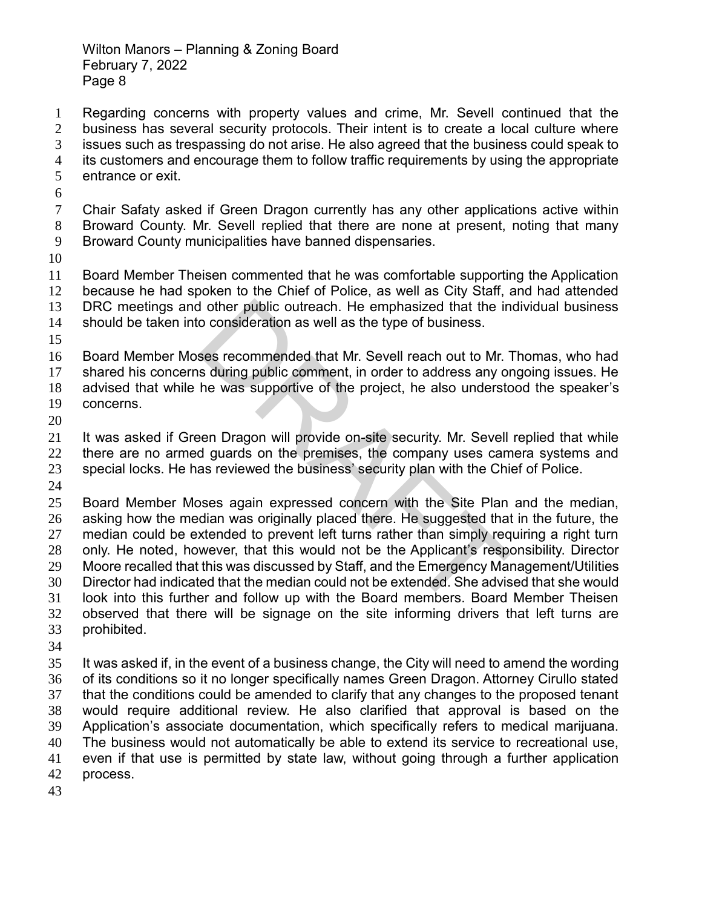Regarding concerns with property values and crime, Mr. Sevell continued that the business has several security protocols. Their intent is to create a local culture where issues such as trespassing do not arise. He also agreed that the business could speak to its customers and encourage them to follow traffic requirements by using the appropriate entrance or exit.

Chair Safaty asked if Green Dragon currently has any other applications active within Broward County. Mr. Sevell replied that there are none at present, noting that many Broward County municipalities have banned dispensaries.

Board Member Theisen commented that he was comfortable supporting the Application because he had spoken to the Chief of Police, as well as City Staff, and had attended DRC meetings and other public outreach. He emphasized that the individual business should be taken into consideration as well as the type of business.

Board Member Moses recommended that Mr. Sevell reach out to Mr. Thomas, who had shared his concerns during public comment, in order to address any ongoing issues. He advised that while he was supportive of the project, he also understood the speaker's concerns.

It was asked if Green Dragon will provide on-site security. Mr. Sevell replied that while there are no armed guards on the premises, the company uses camera systems and special locks. He has reviewed the business' security plan with the Chief of Police.

Board Member Moses again expressed concern with the Site Plan and the median, asking how the median was originally placed there. He suggested that in the future, the median could be extended to prevent left turns rather than simply requiring a right turn only. He noted, however, that this would not be the Applicant's responsibility. Director Moore recalled that this was discussed by Staff, and the Emergency Management/Utilities Director had indicated that the median could not be extended. She advised that she would look into this further and follow up with the Board members. Board Member Theisen observed that there will be signage on the site informing drivers that left turns are prohibited.

It was asked if, in the event of a business change, the City will need to amend the wording of its conditions so it no longer specifically names Green Dragon. Attorney Cirullo stated that the conditions could be amended to clarify that any changes to the proposed tenant would require additional review. He also clarified that approval is based on the Application's associate documentation, which specifically refers to medical marijuana. The business would not automatically be able to extend its service to recreational use, even if that use is permitted by state law, without going through a further application process.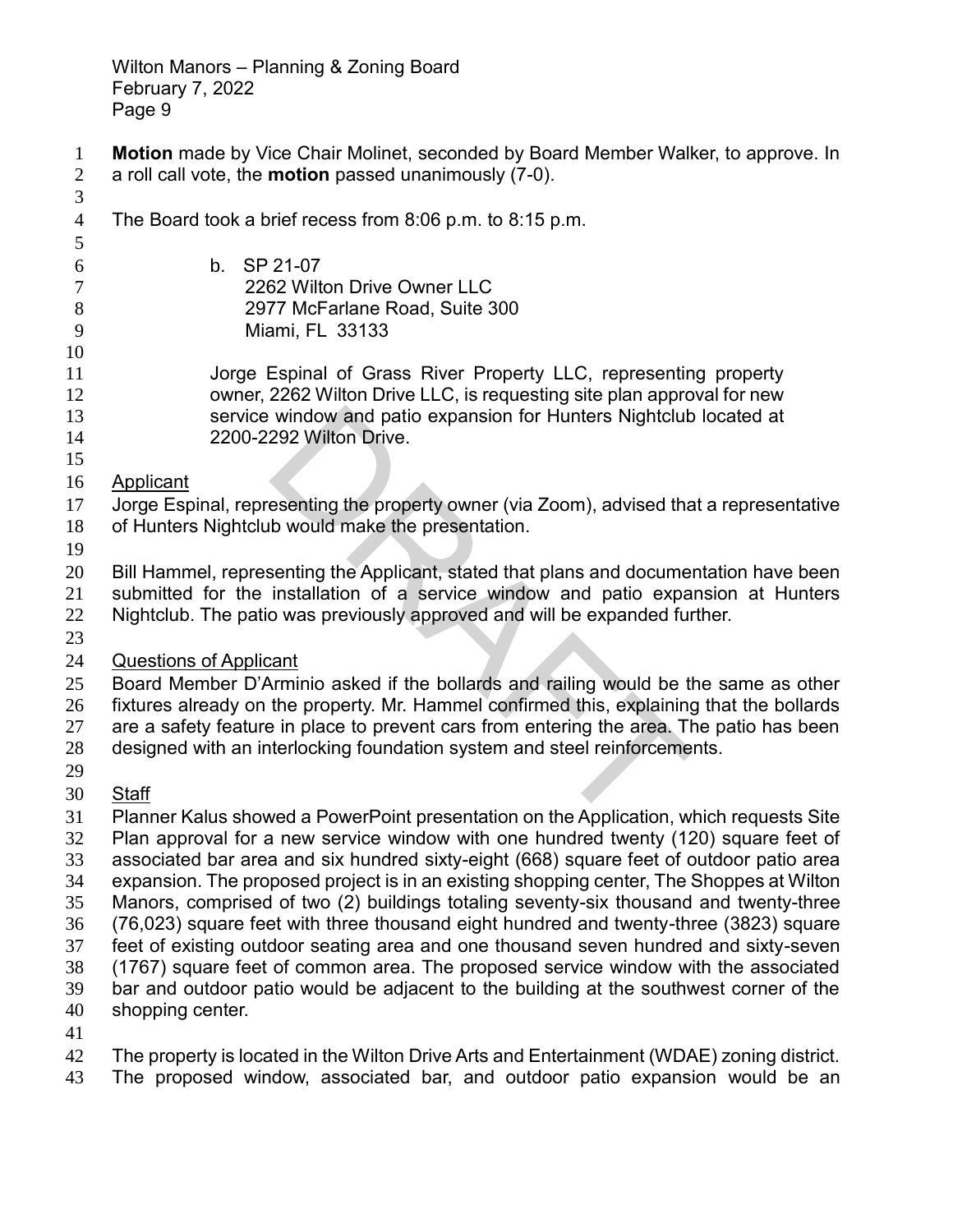**Motion** made by Vice Chair Molinet, seconded by Board Member Walker, to approve. In a roll call vote, the **motion** passed unanimously (7-0).

The Board took a brief recess from 8:06 p.m. to 8:15 p.m.

b. SP 21-07
2262 Wilton Drive Owner LLC
2977 McFarlane Road, Suite 300
Miami, FL 33133

Jorge Espinal of Grass River Property LLC, representing property owner, 2262 Wilton Drive LLC, is requesting site plan approval for new service window and patio expansion for Hunters Nightclub located at 2200-2292 Wilton Drive.

Applicant

Jorge Espinal, representing the property owner (via Zoom), advised that a representative of Hunters Nightclub would make the presentation.

Bill Hammel, representing the Applicant, stated that plans and documentation have been submitted for the installation of a service window and patio expansion at Hunters Nightclub. The patio was previously approved and will be expanded further.

Questions of Applicant

Board Member D'Arminio asked if the bollards and railing would be the same as other fixtures already on the property. Mr. Hammel confirmed this, explaining that the bollards are a safety feature in place to prevent cars from entering the area. The patio has been designed with an interlocking foundation system and steel reinforcements.

Staff

Planner Kalus showed a PowerPoint presentation on the Application, which requests Site Plan approval for a new service window with one hundred twenty (120) square feet of associated bar area and six hundred sixty-eight (668) square feet of outdoor patio area expansion. The proposed project is in an existing shopping center, The Shoppes at Wilton Manors, comprised of two (2) buildings totaling seventy-six thousand and twenty-three (76,023) square feet with three thousand eight hundred and twenty-three (3823) square feet of existing outdoor seating area and one thousand seven hundred and sixty-seven (1767) square feet of common area. The proposed service window with the associated bar and outdoor patio would be adjacent to the building at the southwest corner of the shopping center.

The property is located in the Wilton Drive Arts and Entertainment (WDAE) zoning district. The proposed window, associated bar, and outdoor patio expansion would be an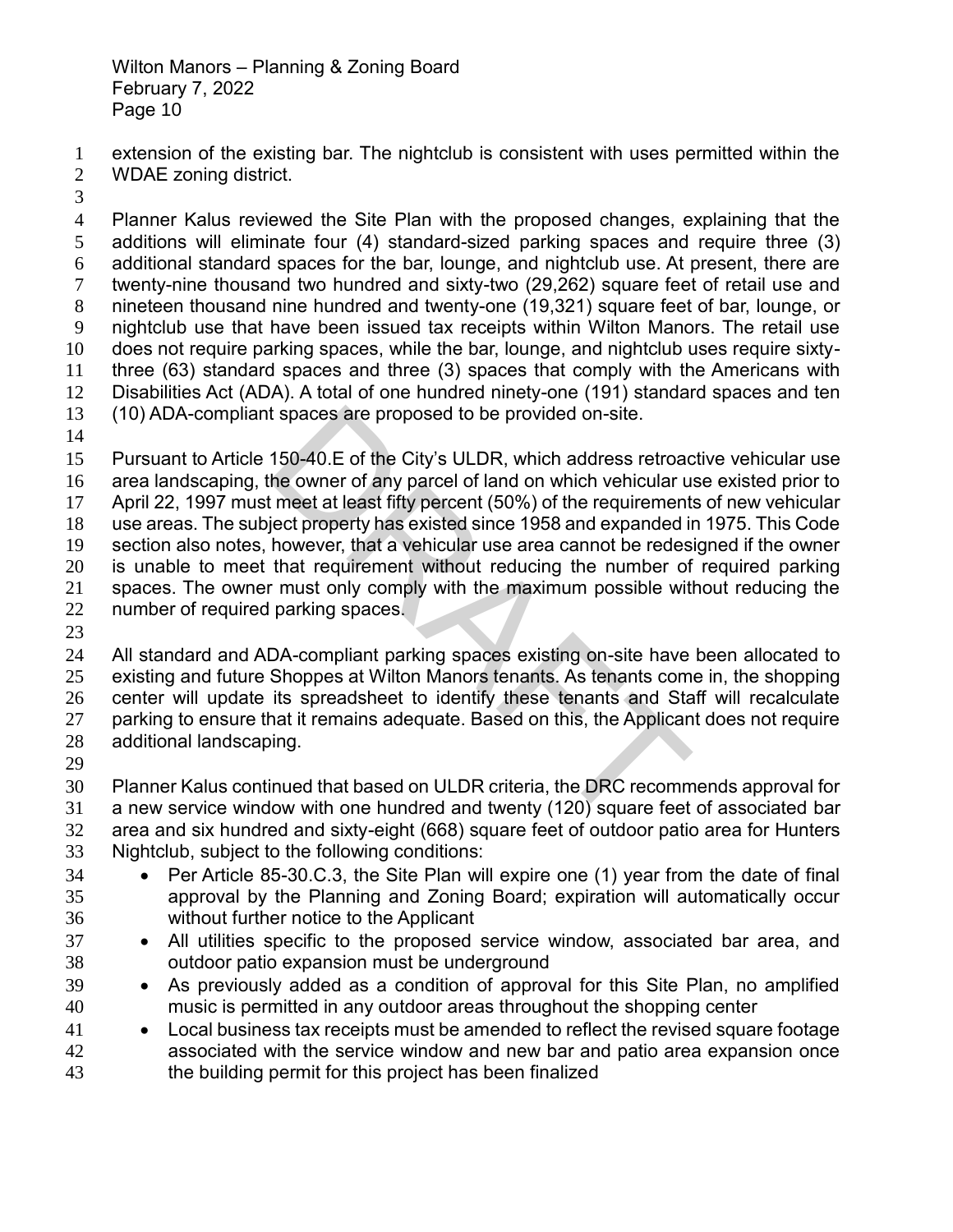extension of the existing bar. The nightclub is consistent with uses permitted within the WDAE zoning district.

Planner Kalus reviewed the Site Plan with the proposed changes, explaining that the additions will eliminate four (4) standard-sized parking spaces and require three (3) additional standard spaces for the bar, lounge, and nightclub use. At present, there are twenty-nine thousand two hundred and sixty-two (29,262) square feet of retail use and nineteen thousand nine hundred and twenty-one (19,321) square feet of bar, lounge, or nightclub use that have been issued tax receipts within Wilton Manors. The retail use does not require parking spaces, while the bar, lounge, and nightclub uses require sixty-three (63) standard spaces and three (3) spaces that comply with the Americans with Disabilities Act (ADA). A total of one hundred ninety-one (191) standard spaces and ten (10) ADA-compliant spaces are proposed to be provided on-site.

Pursuant to Article 150-40.E of the City's ULDR, which address retroactive vehicular use area landscaping, the owner of any parcel of land on which vehicular use existed prior to April 22, 1997 must meet at least fifty percent (50%) of the requirements of new vehicular use areas. The subject property has existed since 1958 and expanded in 1975. This Code section also notes, however, that a vehicular use area cannot be redesigned if the owner is unable to meet that requirement without reducing the number of required parking spaces. The owner must only comply with the maximum possible without reducing the number of required parking spaces.

All standard and ADA-compliant parking spaces existing on-site have been allocated to existing and future Shoppes at Wilton Manors tenants. As tenants come in, the shopping center will update its spreadsheet to identify these tenants and Staff will recalculate parking to ensure that it remains adequate. Based on this, the Applicant does not require additional landscaping.

Planner Kalus continued that based on ULDR criteria, the DRC recommends approval for a new service window with one hundred and twenty (120) square feet of associated bar area and six hundred and sixty-eight (668) square feet of outdoor patio area for Hunters Nightclub, subject to the following conditions:

- Per Article 85-30.C.3, the Site Plan will expire one (1) year from the date of final approval by the Planning and Zoning Board; expiration will automatically occur without further notice to the Applicant
- All utilities specific to the proposed service window, associated bar area, and outdoor patio expansion must be underground
- As previously added as a condition of approval for this Site Plan, no amplified music is permitted in any outdoor areas throughout the shopping center
- Local business tax receipts must be amended to reflect the revised square footage associated with the service window and new bar and patio area expansion once the building permit for this project has been finalized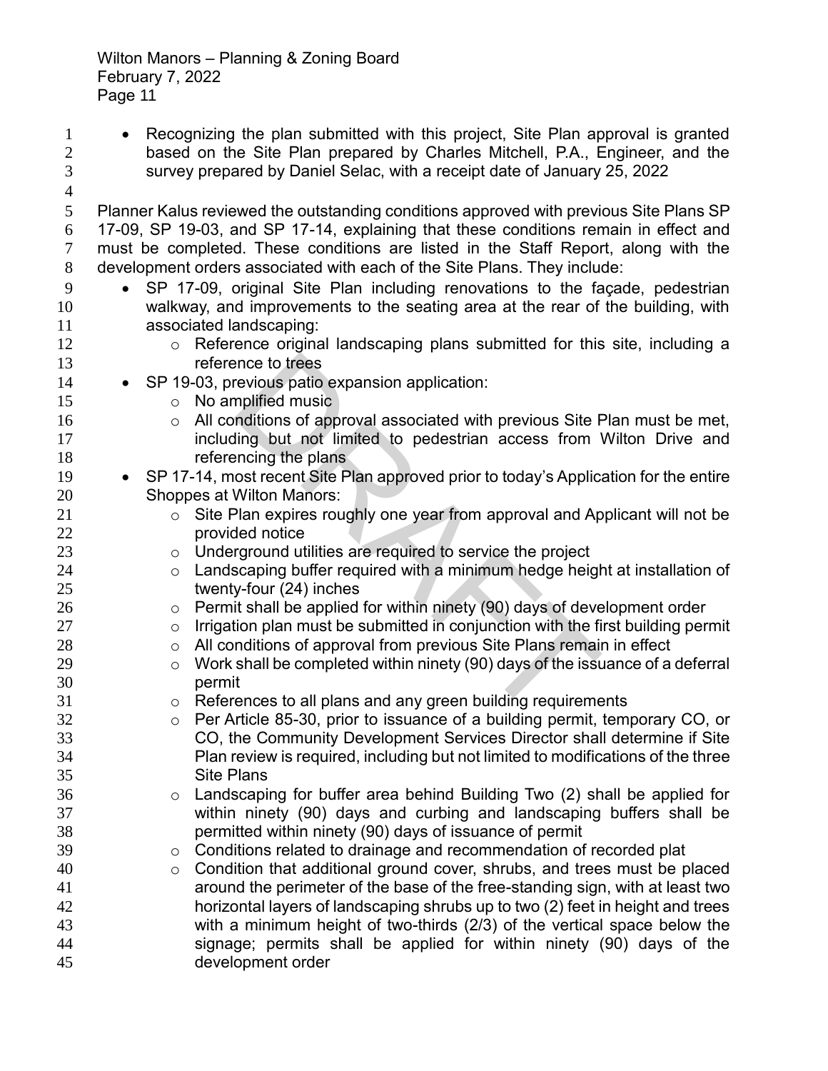- Recognizing the plan submitted with this project, Site Plan approval is granted based on the Site Plan prepared by Charles Mitchell, P.A., Engineer, and the survey prepared by Daniel Selac, with a receipt date of January 25, 2022

Planner Kalus reviewed the outstanding conditions approved with previous Site Plans SP 17-09, SP 19-03, and SP 17-14, explaining that these conditions remain in effect and must be completed. These conditions are listed in the Staff Report, along with the development orders associated with each of the Site Plans. They include:

- SP 17-09, original Site Plan including renovations to the façade, pedestrian walkway, and improvements to the seating area at the rear of the building, with associated landscaping:
  - Reference original landscaping plans submitted for this site, including a reference to trees
- SP 19-03, previous patio expansion application:
  - No amplified music
  - All conditions of approval associated with previous Site Plan must be met, including but not limited to pedestrian access from Wilton Drive and referencing the plans
- SP 17-14, most recent Site Plan approved prior to today's Application for the entire Shoppes at Wilton Manors:
  - Site Plan expires roughly one year from approval and Applicant will not be provided notice
  - Underground utilities are required to service the project
  - Landscaping buffer required with a minimum hedge height at installation of twenty-four (24) inches
  - Permit shall be applied for within ninety (90) days of development order
  - Irrigation plan must be submitted in conjunction with the first building permit
  - All conditions of approval from previous Site Plans remain in effect
  - Work shall be completed within ninety (90) days of the issuance of a deferral permit
  - References to all plans and any green building requirements
  - Per Article 85-30, prior to issuance of a building permit, temporary CO, or CO, the Community Development Services Director shall determine if Site Plan review is required, including but not limited to modifications of the three Site Plans
  - Landscaping for buffer area behind Building Two (2) shall be applied for within ninety (90) days and curbing and landscaping buffers shall be permitted within ninety (90) days of issuance of permit
  - Conditions related to drainage and recommendation of recorded plat
  - Condition that additional ground cover, shrubs, and trees must be placed around the perimeter of the base of the free-standing sign, with at least two horizontal layers of landscaping shrubs up to two (2) feet in height and trees with a minimum height of two-thirds (2/3) of the vertical space below the signage; permits shall be applied for within ninety (90) days of the development order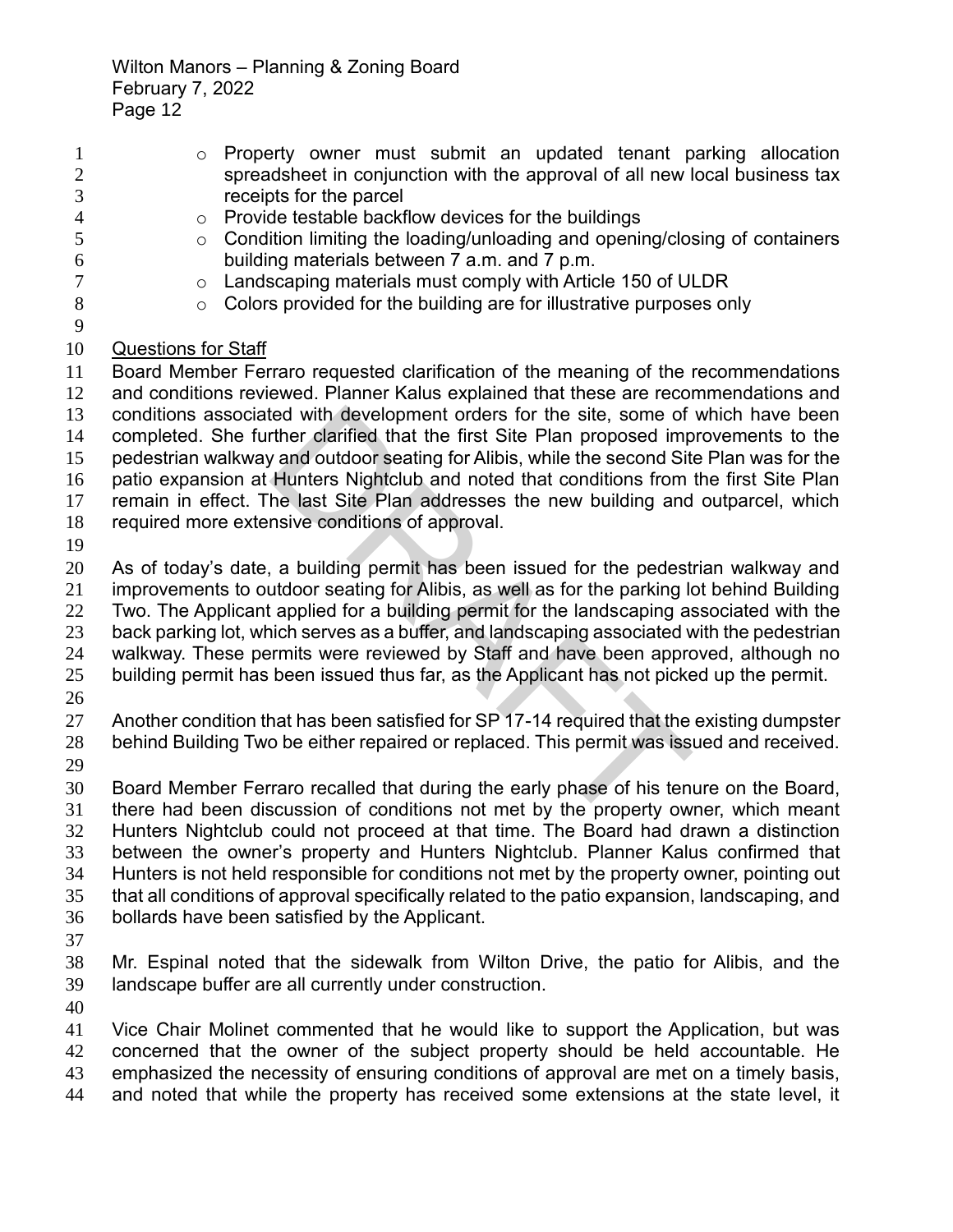- Property owner must submit an updated tenant parking allocation spreadsheet in conjunction with the approval of all new local business tax receipts for the parcel
- Provide testable backflow devices for the buildings
- Condition limiting the loading/unloading and opening/closing of containers building materials between 7 a.m. and 7 p.m.
- Landscaping materials must comply with Article 150 of ULDR
- Colors provided for the building are for illustrative purposes only

Questions for Staff

Board Member Ferraro requested clarification of the meaning of the recommendations and conditions reviewed. Planner Kalus explained that these are recommendations and conditions associated with development orders for the site, some of which have been completed. She further clarified that the first Site Plan proposed improvements to the pedestrian walkway and outdoor seating for Alibis, while the second Site Plan was for the patio expansion at Hunters Nightclub and noted that conditions from the first Site Plan remain in effect. The last Site Plan addresses the new building and outparcel, which required more extensive conditions of approval.

As of today's date, a building permit has been issued for the pedestrian walkway and improvements to outdoor seating for Alibis, as well as for the parking lot behind Building Two. The Applicant applied for a building permit for the landscaping associated with the back parking lot, which serves as a buffer, and landscaping associated with the pedestrian walkway. These permits were reviewed by Staff and have been approved, although no building permit has been issued thus far, as the Applicant has not picked up the permit.

Another condition that has been satisfied for SP 17-14 required that the existing dumpster behind Building Two be either repaired or replaced. This permit was issued and received.

Board Member Ferraro recalled that during the early phase of his tenure on the Board, there had been discussion of conditions not met by the property owner, which meant Hunters Nightclub could not proceed at that time. The Board had drawn a distinction between the owner's property and Hunters Nightclub. Planner Kalus confirmed that Hunters is not held responsible for conditions not met by the property owner, pointing out that all conditions of approval specifically related to the patio expansion, landscaping, and bollards have been satisfied by the Applicant.

Mr. Espinal noted that the sidewalk from Wilton Drive, the patio for Alibis, and the landscape buffer are all currently under construction.

Vice Chair Molinet commented that he would like to support the Application, but was concerned that the owner of the subject property should be held accountable. He emphasized the necessity of ensuring conditions of approval are met on a timely basis, and noted that while the property has received some extensions at the state level, it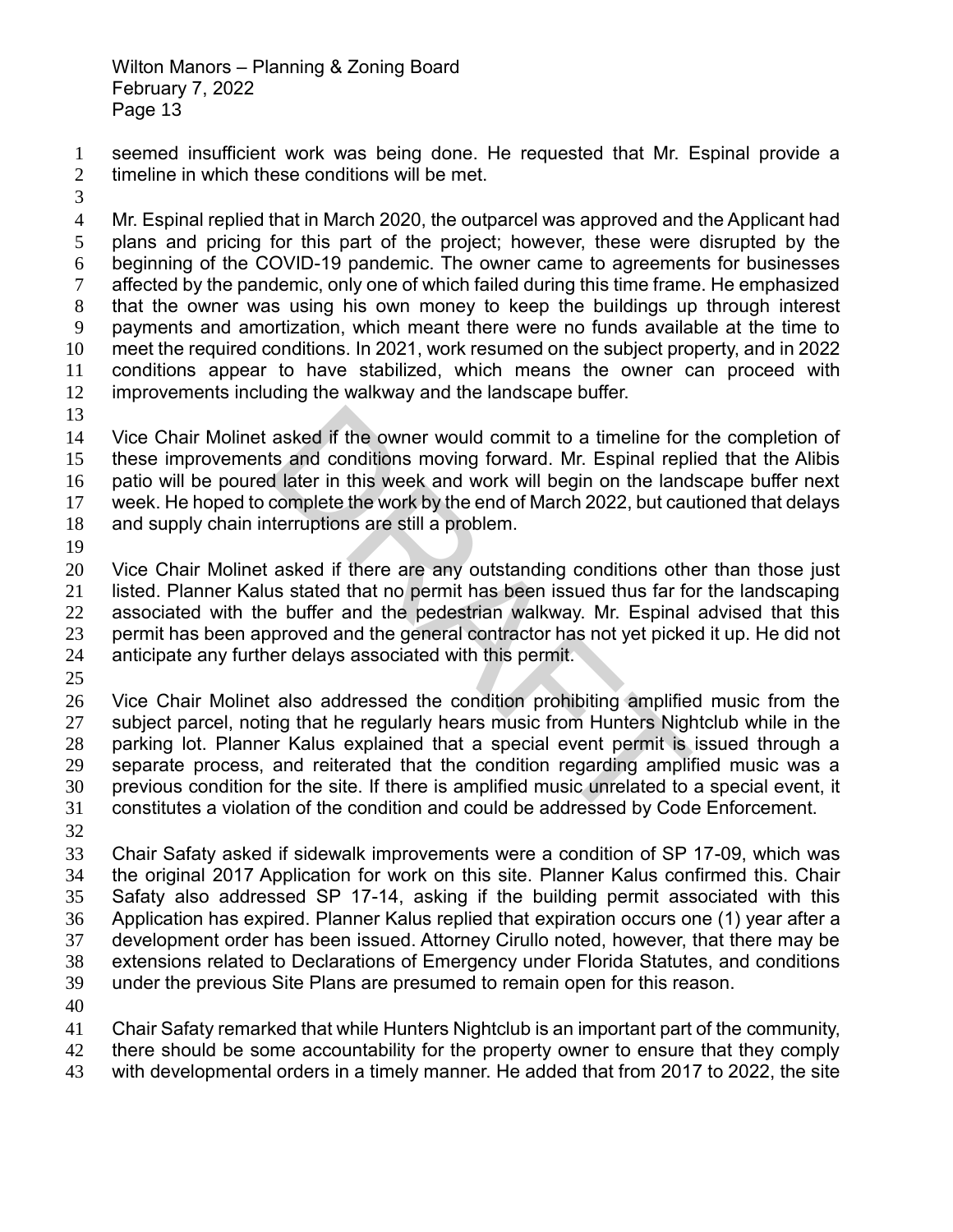seemed insufficient work was being done. He requested that Mr. Espinal provide a timeline in which these conditions will be met.

Mr. Espinal replied that in March 2020, the outparcel was approved and the Applicant had plans and pricing for this part of the project; however, these were disrupted by the beginning of the COVID-19 pandemic. The owner came to agreements for businesses affected by the pandemic, only one of which failed during this time frame. He emphasized that the owner was using his own money to keep the buildings up through interest payments and amortization, which meant there were no funds available at the time to meet the required conditions. In 2021, work resumed on the subject property, and in 2022 conditions appear to have stabilized, which means the owner can proceed with improvements including the walkway and the landscape buffer.

Vice Chair Molinet asked if the owner would commit to a timeline for the completion of these improvements and conditions moving forward. Mr. Espinal replied that the Alibis patio will be poured later in this week and work will begin on the landscape buffer next week. He hoped to complete the work by the end of March 2022, but cautioned that delays and supply chain interruptions are still a problem.

Vice Chair Molinet asked if there are any outstanding conditions other than those just listed. Planner Kalus stated that no permit has been issued thus far for the landscaping associated with the buffer and the pedestrian walkway. Mr. Espinal advised that this permit has been approved and the general contractor has not yet picked it up. He did not anticipate any further delays associated with this permit.

Vice Chair Molinet also addressed the condition prohibiting amplified music from the subject parcel, noting that he regularly hears music from Hunters Nightclub while in the parking lot. Planner Kalus explained that a special event permit is issued through a separate process, and reiterated that the condition regarding amplified music was a previous condition for the site. If there is amplified music unrelated to a special event, it constitutes a violation of the condition and could be addressed by Code Enforcement.

Chair Safaty asked if sidewalk improvements were a condition of SP 17-09, which was the original 2017 Application for work on this site. Planner Kalus confirmed this. Chair Safaty also addressed SP 17-14, asking if the building permit associated with this Application has expired. Planner Kalus replied that expiration occurs one (1) year after a development order has been issued. Attorney Cirullo noted, however, that there may be extensions related to Declarations of Emergency under Florida Statutes, and conditions under the previous Site Plans are presumed to remain open for this reason.

Chair Safaty remarked that while Hunters Nightclub is an important part of the community, there should be some accountability for the property owner to ensure that they comply with developmental orders in a timely manner. He added that from 2017 to 2022, the site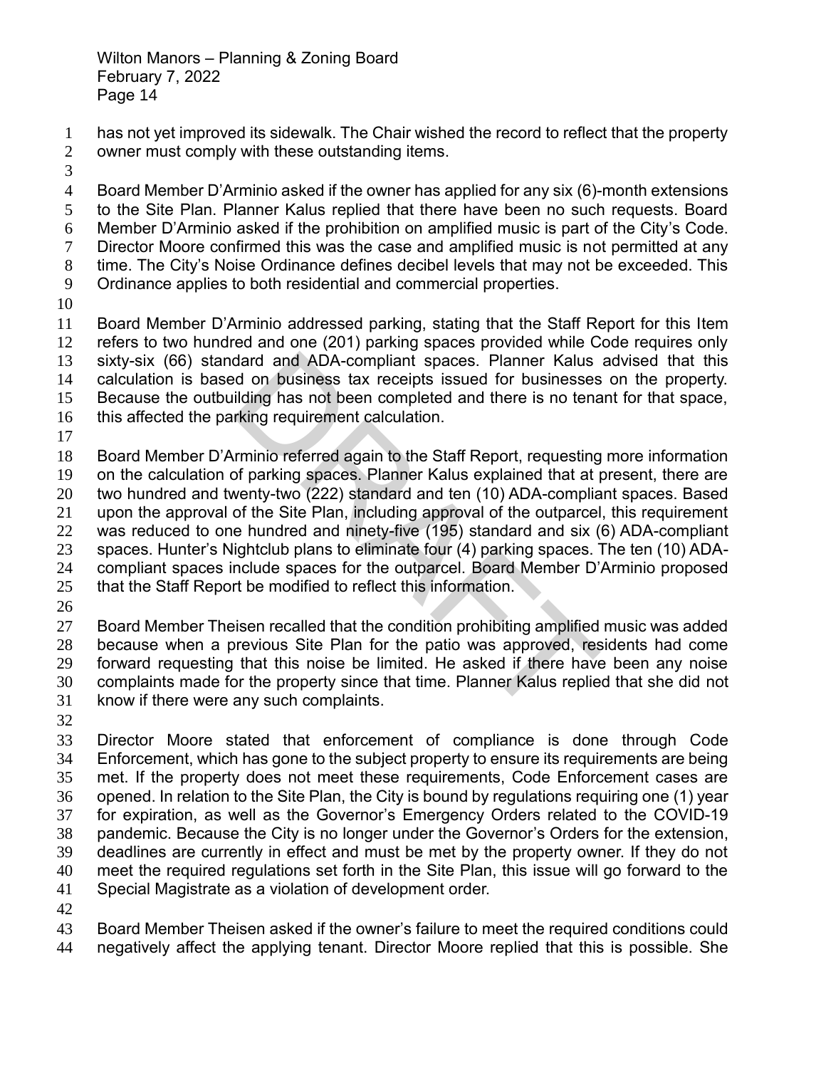has not yet improved its sidewalk. The Chair wished the record to reflect that the property owner must comply with these outstanding items.

Board Member D'Arminio asked if the owner has applied for any six (6)-month extensions to the Site Plan. Planner Kalus replied that there have been no such requests. Board Member D'Arminio asked if the prohibition on amplified music is part of the City's Code. Director Moore confirmed this was the case and amplified music is not permitted at any time. The City's Noise Ordinance defines decibel levels that may not be exceeded. This Ordinance applies to both residential and commercial properties.

Board Member D'Arminio addressed parking, stating that the Staff Report for this Item refers to two hundred and one (201) parking spaces provided while Code requires only sixty-six (66) standard and ADA-compliant spaces. Planner Kalus advised that this calculation is based on business tax receipts issued for businesses on the property. Because the outbuilding has not been completed and there is no tenant for that space, this affected the parking requirement calculation.

Board Member D'Arminio referred again to the Staff Report, requesting more information on the calculation of parking spaces. Planner Kalus explained that at present, there are two hundred and twenty-two (222) standard and ten (10) ADA-compliant spaces. Based upon the approval of the Site Plan, including approval of the outparcel, this requirement was reduced to one hundred and ninety-five (195) standard and six (6) ADA-compliant spaces. Hunter's Nightclub plans to eliminate four (4) parking spaces. The ten (10) ADA-compliant spaces include spaces for the outparcel. Board Member D'Arminio proposed that the Staff Report be modified to reflect this information.

Board Member Theisen recalled that the condition prohibiting amplified music was added because when a previous Site Plan for the patio was approved, residents had come forward requesting that this noise be limited. He asked if there have been any noise complaints made for the property since that time. Planner Kalus replied that she did not know if there were any such complaints.

Director Moore stated that enforcement of compliance is done through Code Enforcement, which has gone to the subject property to ensure its requirements are being met. If the property does not meet these requirements, Code Enforcement cases are opened. In relation to the Site Plan, the City is bound by regulations requiring one (1) year for expiration, as well as the Governor's Emergency Orders related to the COVID-19 pandemic. Because the City is no longer under the Governor's Orders for the extension, deadlines are currently in effect and must be met by the property owner. If they do not meet the required regulations set forth in the Site Plan, this issue will go forward to the Special Magistrate as a violation of development order.

Board Member Theisen asked if the owner's failure to meet the required conditions could negatively affect the applying tenant. Director Moore replied that this is possible. She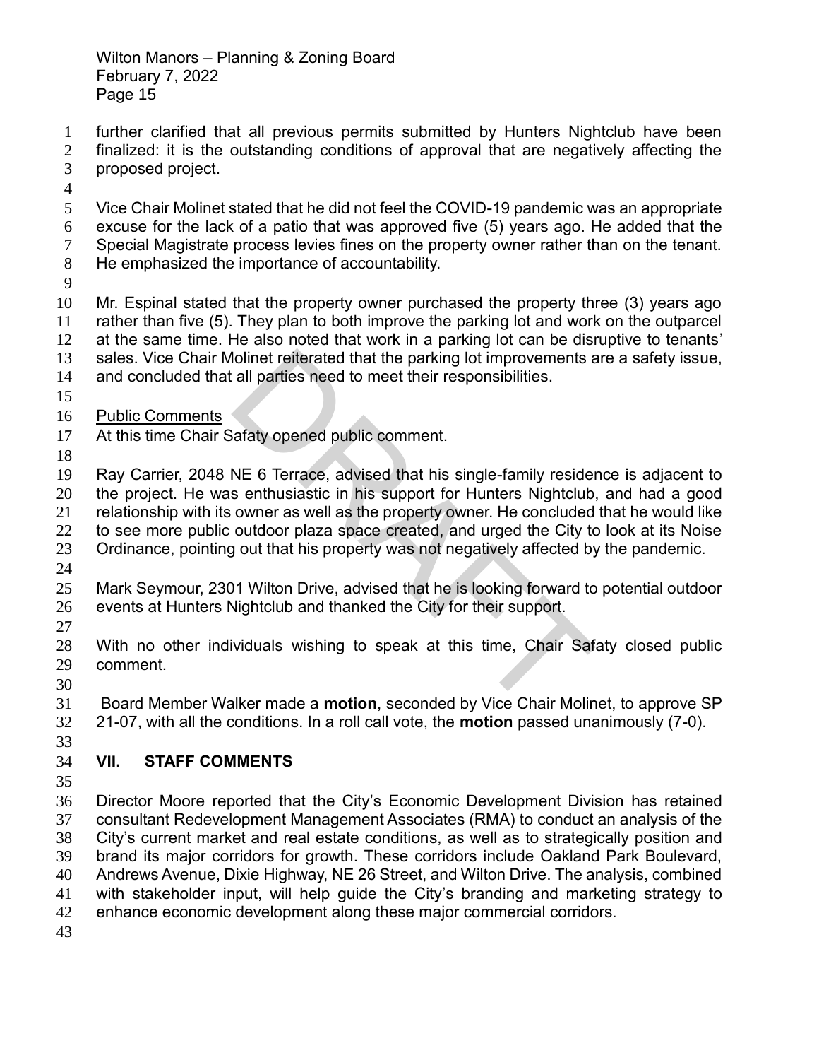further clarified that all previous permits submitted by Hunters Nightclub have been finalized: it is the outstanding conditions of approval that are negatively affecting the proposed project.

Vice Chair Molinet stated that he did not feel the COVID-19 pandemic was an appropriate excuse for the lack of a patio that was approved five (5) years ago. He added that the Special Magistrate process levies fines on the property owner rather than on the tenant. He emphasized the importance of accountability.

Mr. Espinal stated that the property owner purchased the property three (3) years ago rather than five (5). They plan to both improve the parking lot and work on the outparcel at the same time. He also noted that work in a parking lot can be disruptive to tenants' sales. Vice Chair Molinet reiterated that the parking lot improvements are a safety issue, and concluded that all parties need to meet their responsibilities.

Public Comments

At this time Chair Safaty opened public comment.

Ray Carrier, 2048 NE 6 Terrace, advised that his single-family residence is adjacent to the project. He was enthusiastic in his support for Hunters Nightclub, and had a good relationship with its owner as well as the property owner. He concluded that he would like to see more public outdoor plaza space created, and urged the City to look at its Noise Ordinance, pointing out that his property was not negatively affected by the pandemic.

Mark Seymour, 2301 Wilton Drive, advised that he is looking forward to potential outdoor events at Hunters Nightclub and thanked the City for their support.

With no other individuals wishing to speak at this time, Chair Safaty closed public comment.

Board Member Walker made a **motion**, seconded by Vice Chair Molinet, to approve SP 21-07, with all the conditions. In a roll call vote, the **motion** passed unanimously (7-0).

## VII. STAFF COMMENTS

Director Moore reported that the City's Economic Development Division has retained consultant Redevelopment Management Associates (RMA) to conduct an analysis of the City's current market and real estate conditions, as well as to strategically position and brand its major corridors for growth. These corridors include Oakland Park Boulevard, Andrews Avenue, Dixie Highway, NE 26 Street, and Wilton Drive. The analysis, combined with stakeholder input, will help guide the City's branding and marketing strategy to enhance economic development along these major commercial corridors.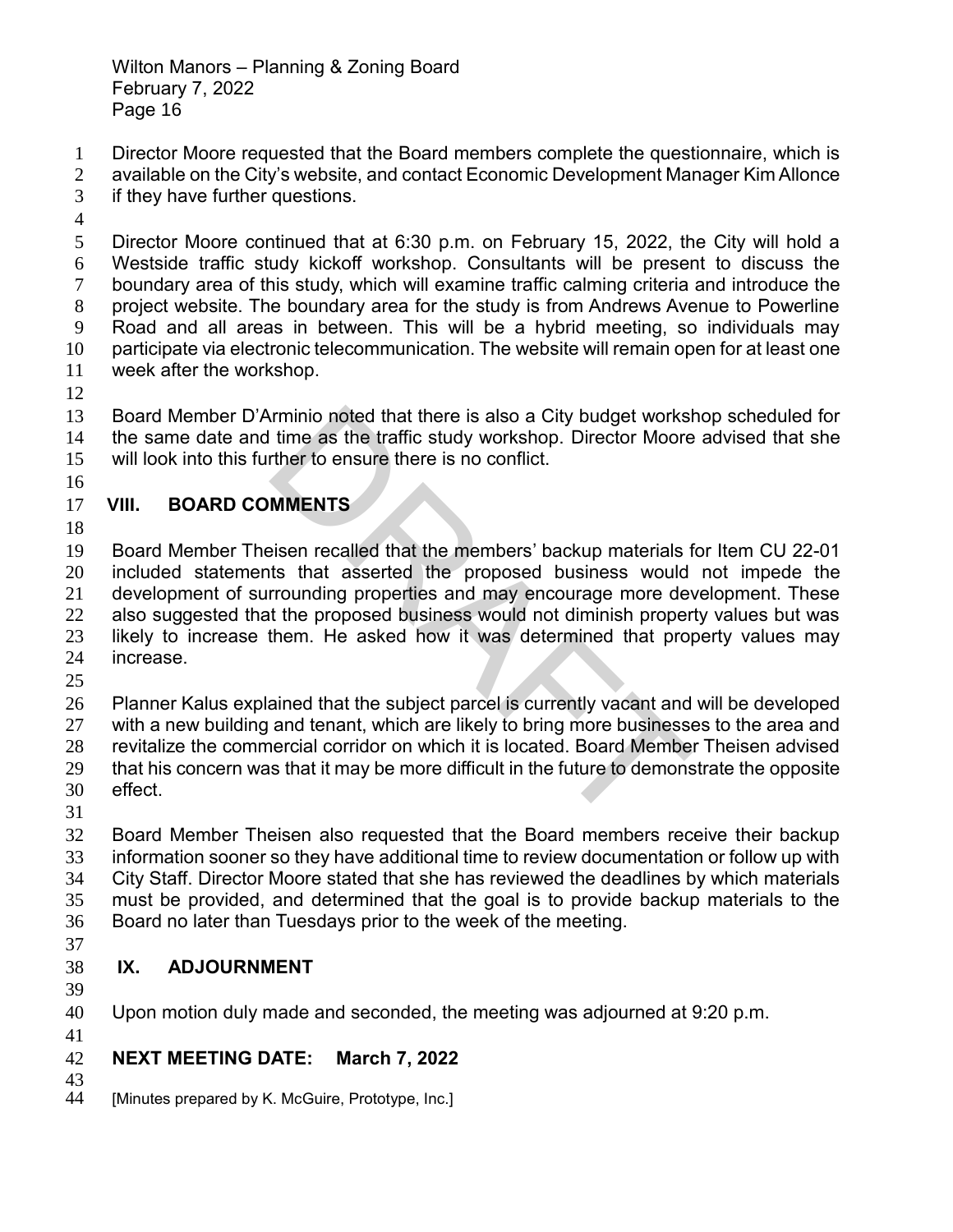Director Moore requested that the Board members complete the questionnaire, which is available on the City's website, and contact Economic Development Manager Kim Allonce if they have further questions.

Director Moore continued that at 6:30 p.m. on February 15, 2022, the City will hold a Westside traffic study kickoff workshop. Consultants will be present to discuss the boundary area of this study, which will examine traffic calming criteria and introduce the project website. The boundary area for the study is from Andrews Avenue to Powerline Road and all areas in between. This will be a hybrid meeting, so individuals may participate via electronic telecommunication. The website will remain open for at least one week after the workshop.

Board Member D'Arminio noted that there is also a City budget workshop scheduled for the same date and time as the traffic study workshop. Director Moore advised that she will look into this further to ensure there is no conflict.

## VIII. BOARD COMMENTS

Board Member Theisen recalled that the members' backup materials for Item CU 22-01 included statements that asserted the proposed business would not impede the development of surrounding properties and may encourage more development. These also suggested that the proposed business would not diminish property values but was likely to increase them. He asked how it was determined that property values may increase.

Planner Kalus explained that the subject parcel is currently vacant and will be developed with a new building and tenant, which are likely to bring more businesses to the area and revitalize the commercial corridor on which it is located. Board Member Theisen advised that his concern was that it may be more difficult in the future to demonstrate the opposite effect.

Board Member Theisen also requested that the Board members receive their backup information sooner so they have additional time to review documentation or follow up with City Staff. Director Moore stated that she has reviewed the deadlines by which materials must be provided, and determined that the goal is to provide backup materials to the Board no later than Tuesdays prior to the week of the meeting.

## IX. ADJOURNMENT

Upon motion duly made and seconded, the meeting was adjourned at 9:20 p.m.

**NEXT MEETING DATE: March 7, 2022**

[Minutes prepared by K. McGuire, Prototype, Inc.]